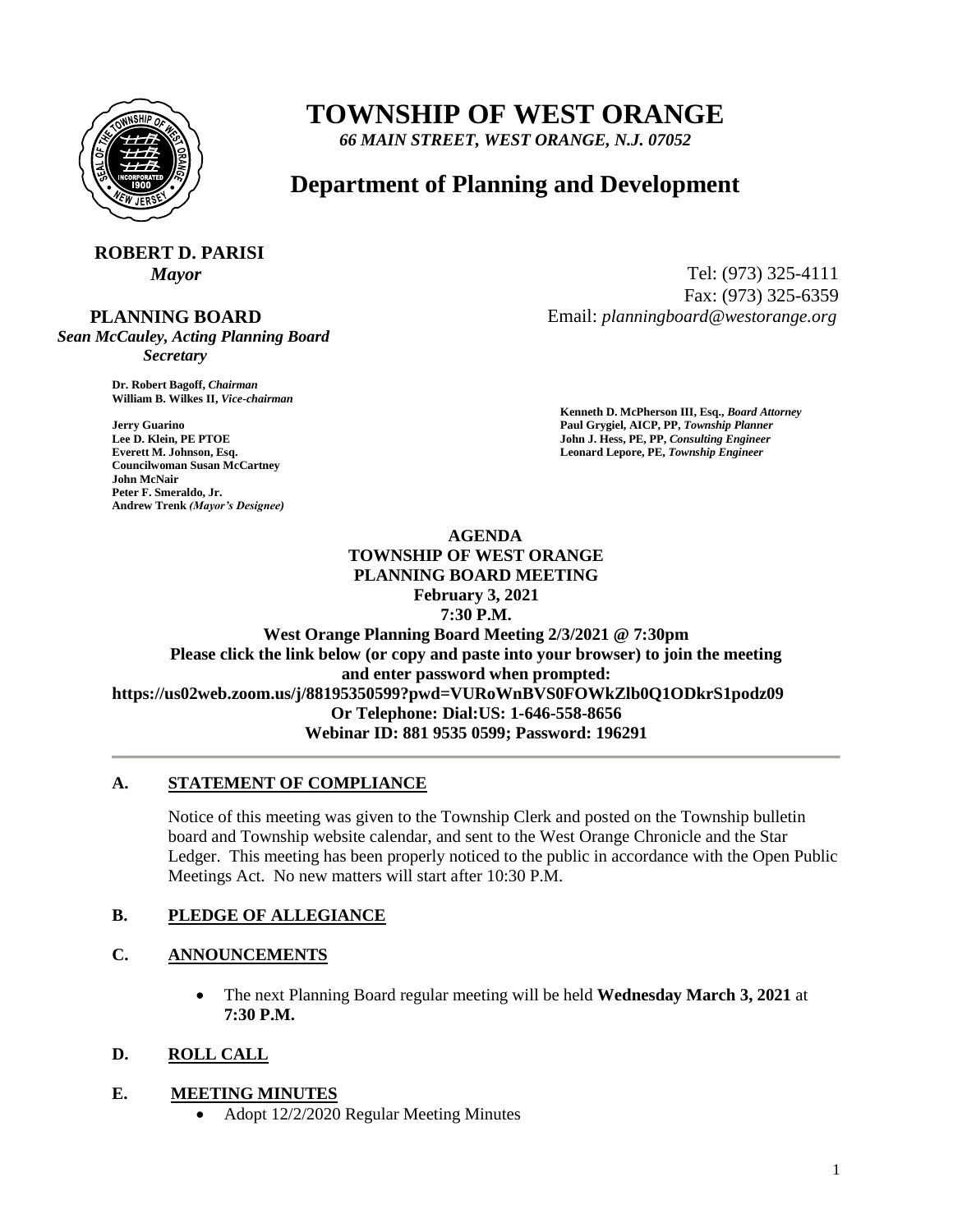# TOWNSHIP OF WEST ORANGE

*66 MAIN STREET, WEST ORANGE, N.J. 07052*

## Department of Planning and Development

**ROBERT D. PARISI**
*Mayor*

**PLANNING BOARD**
*Sean McCauley, Acting Planning Board Secretary*

Tel: (973) 325-4111
Fax: (973) 325-6359
Email: *planningboard@westorange.org*

**Dr. Robert Bagoff,** *Chairman*
**William B. Wilkes II,** *Vice-chairman*

**Jerry Guarino**
**Lee D. Klein, PE PTOE**
**Everett M. Johnson, Esq.**
**Councilwoman Susan McCartney**
**John McNair**
**Peter F. Smeraldo, Jr.**
**Andrew Trenk** *(Mayor's Designee)*

**Kenneth D. McPherson III, Esq.,** *Board Attorney*
**Paul Grygiel, AICP, PP,** *Township Planner*
**John J. Hess, PE, PP,** *Consulting Engineer*
**Leonard Lepore, PE,** *Township Engineer*

**AGENDA**
**TOWNSHIP OF WEST ORANGE**
**PLANNING BOARD MEETING**
**February 3, 2021**
**7:30 P.M.**
**West Orange Planning Board Meeting 2/3/2021 @ 7:30pm**
**Please click the link below (or copy and paste into your browser) to join the meeting and enter password when prompted:**
**https://us02web.zoom.us/j/88195350599?pwd=VURoWnBVS0FOWkZlb0Q1ODkrS1podz09**
**Or Telephone: Dial:US: 1-646-558-8656**
**Webinar ID: 881 9535 0599; Password: 196291**

---

### A. STATEMENT OF COMPLIANCE

Notice of this meeting was given to the Township Clerk and posted on the Township bulletin board and Township website calendar, and sent to the West Orange Chronicle and the Star Ledger. This meeting has been properly noticed to the public in accordance with the Open Public Meetings Act. No new matters will start after 10:30 P.M.

### B. PLEDGE OF ALLEGIANCE

### C. ANNOUNCEMENTS

- The next Planning Board regular meeting will be held **Wednesday March 3, 2021** at **7:30 P.M.**

### D. ROLL CALL

### E. MEETING MINUTES

- Adopt 12/2/2020 Regular Meeting Minutes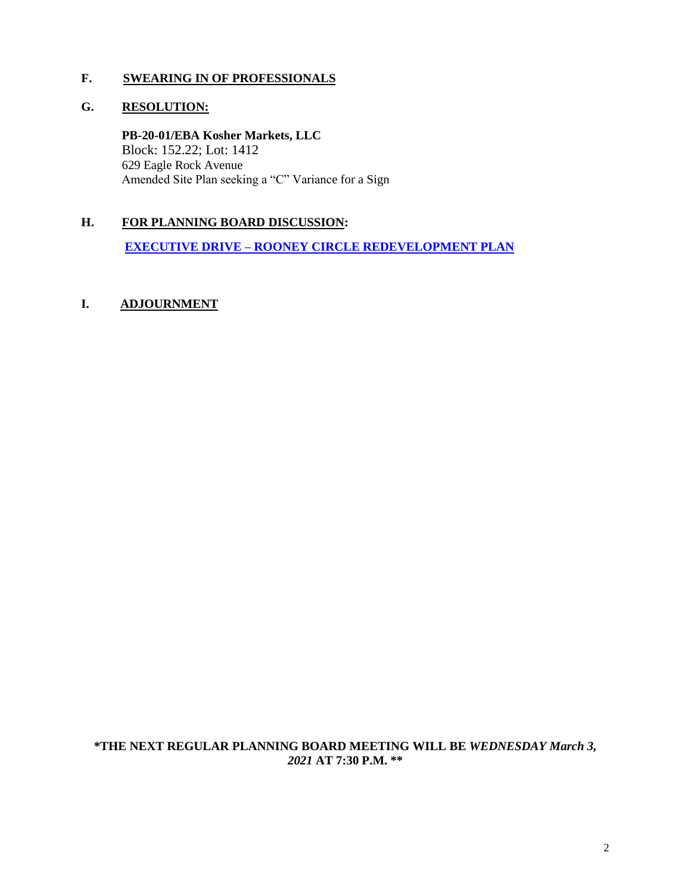## F. SWEARING IN OF PROFESSIONALS

## G. RESOLUTION:

**PB-20-01/EBA Kosher Markets, LLC**
Block: 152.22; Lot: 1412
629 Eagle Rock Avenue
Amended Site Plan seeking a "C" Variance for a Sign

## H. FOR PLANNING BOARD DISCUSSION:

**EXECUTIVE DRIVE – ROONEY CIRCLE REDEVELOPMENT PLAN**

## I. ADJOURNMENT

**\*THE NEXT REGULAR PLANNING BOARD MEETING WILL BE *WEDNESDAY March 3, 2021* AT 7:30 P.M. \*\***